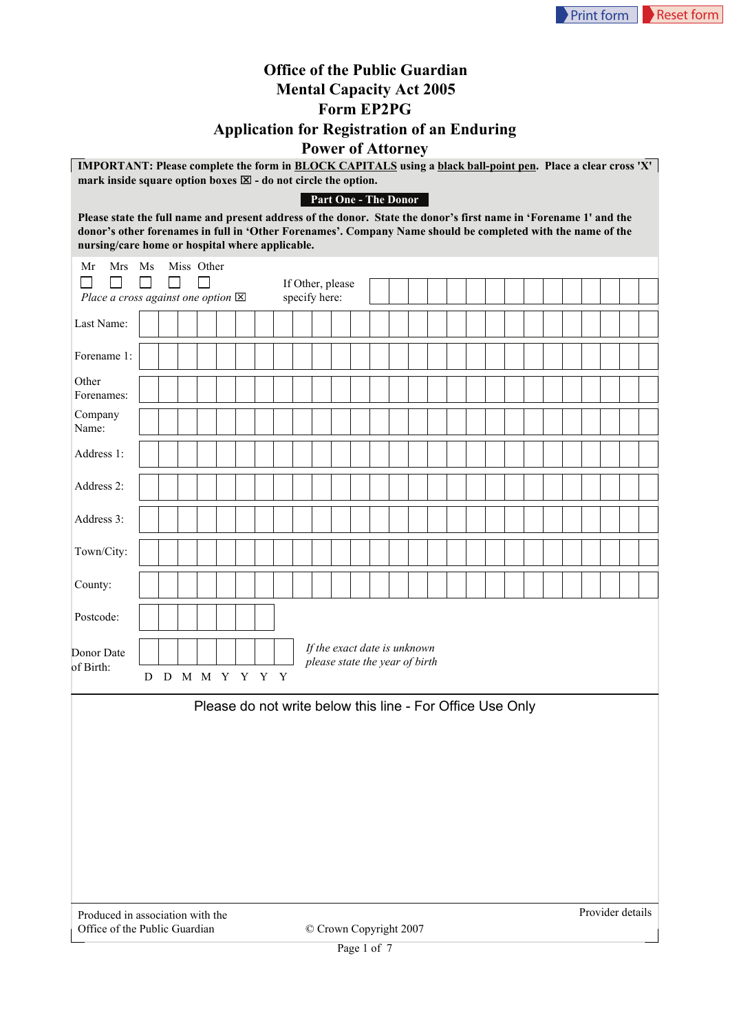# Office of the Public Guardian
## Mental Capacity Act 2005
## Form EP2PG
## Application for Registration of an Enduring Power of Attorney

**IMPORTANT: Please complete the form in <u>BLOCK CAPITALS</u> using a <u>black ball-point pen</u>. Place a clear cross 'X' mark inside square option boxes ☒ - do not circle the option.**

### Part One - The Donor

**Please state the full name and present address of the donor. State the donor's first name in 'Forename 1' and the donor's other forenames in full in 'Other Forenames'. Company Name should be completed with the name of the nursing/care home or hospital where applicable.**

Mr ☐ Mrs ☐ Ms ☐ Miss ☐ Other ☐

*Place a cross against one option* ☒

If Other, please specify here:

Last Name:

Forename 1:

Other Forenames:

Company Name:

Address 1:

Address 2:

Address 3:

Town/City:

County:

Postcode:

Donor Date of Birth: D D M M Y Y Y Y

*If the exact date is unknown please state the year of birth*

Please do not write below this line - For Office Use Only

Produced in association with the Office of the Public Guardian

Provider details

© Crown Copyright 2007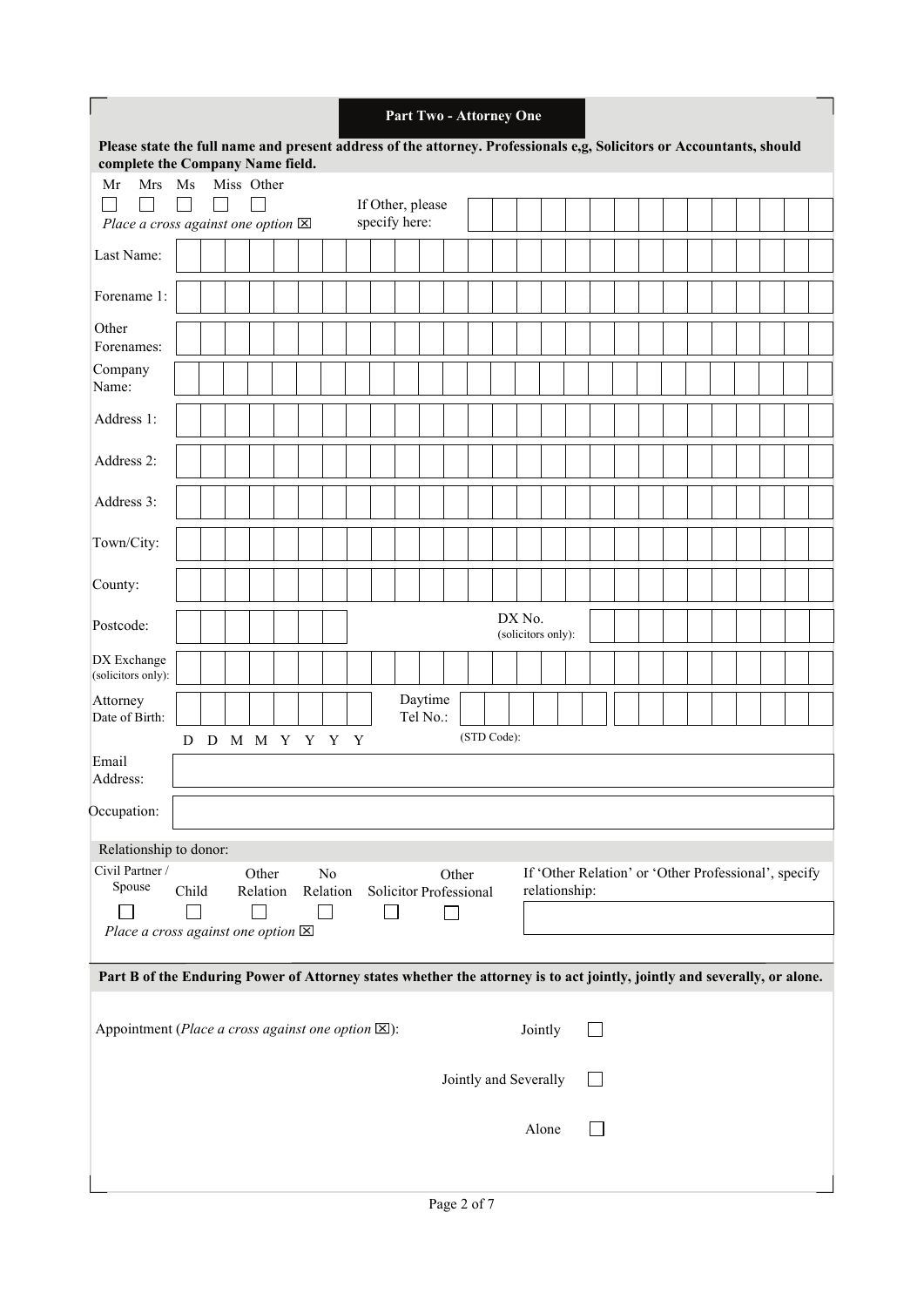## Part Two - Attorney One

**Please state the full name and present address of the attorney. Professionals e,g, Solicitors or Accountants, should complete the Company Name field.**

Mr ☐ Mrs ☐ Ms ☐ Miss ☐ Other ☐

*Place a cross against one option* ☒

If Other, please specify here:

Last Name:

Forename 1:

Other Forenames:

Company Name:

Address 1:

Address 2:

Address 3:

Town/City:

County:

Postcode:

DX No. (solicitors only):

DX Exchange (solicitors only):

Attorney Date of Birth: D D M M Y Y Y Y

Daytime Tel No.: (STD Code):

Email Address:

Occupation:

Relationship to donor:

| Civil Partner / Spouse | Child | Other Relation | No Relation | Solicitor | Other Professional |
|---|---|---|---|---|---|
| ☐ | ☐ | ☐ | ☐ | ☐ | ☐ |

*Place a cross against one option* ☒

If 'Other Relation' or 'Other Professional', specify relationship:

**Part B of the Enduring Power of Attorney states whether the attorney is to act jointly, jointly and severally, or alone.**

Appointment (*Place a cross against one option* ☒):

Jointly ☐

Jointly and Severally ☐

Alone ☐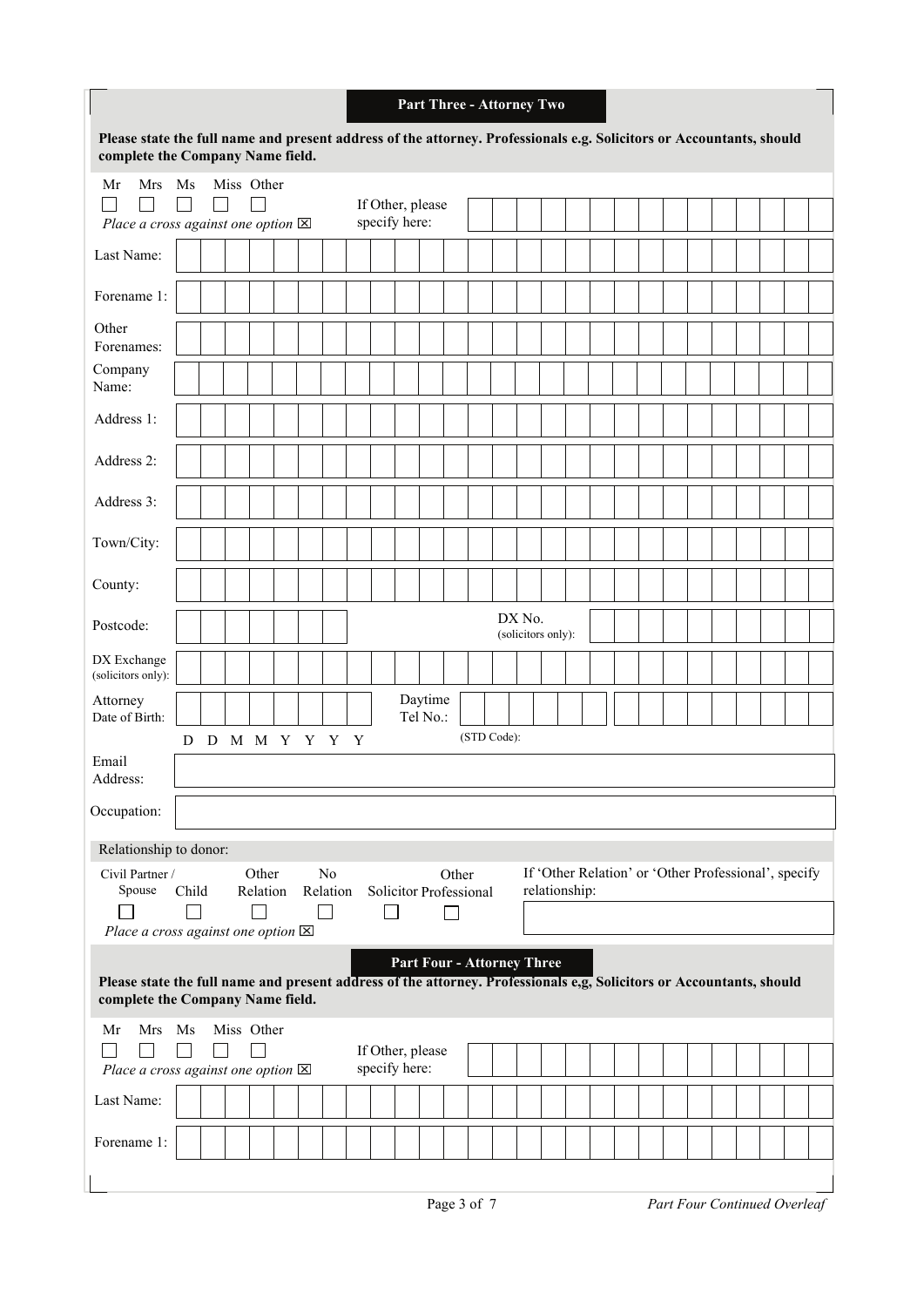## Part Three - Attorney Two

**Please state the full name and present address of the attorney. Professionals e.g. Solicitors or Accountants, should complete the Company Name field.**

Mr ☐ Mrs ☐ Ms ☐ Miss ☐ Other ☐

*Place a cross against one option* ☒

If Other, please specify here:

Last Name:

Forename 1:

Other Forenames:

Company Name:

Address 1:

Address 2:

Address 3:

Town/City:

County:

Postcode:

DX No. (solicitors only):

DX Exchange (solicitors only):

Attorney Date of Birth: D D M M Y Y Y Y

Daytime Tel No.: (STD Code):

Email Address:

Occupation:

Relationship to donor:

Civil Partner / Spouse ☐ Child ☐ Other Relation ☐ No Relation ☐ Solicitor ☐ Other Professional ☐

*Place a cross against one option* ☒

If 'Other Relation' or 'Other Professional', specify relationship:

## Part Four - Attorney Three

**Please state the full name and present address of the attorney. Professionals e,g, Solicitors or Accountants, should complete the Company Name field.**

Mr ☐ Mrs ☐ Ms ☐ Miss ☐ Other ☐

*Place a cross against one option* ☒

If Other, please specify here:

Last Name:

Forename 1:

*Part Four Continued Overleaf*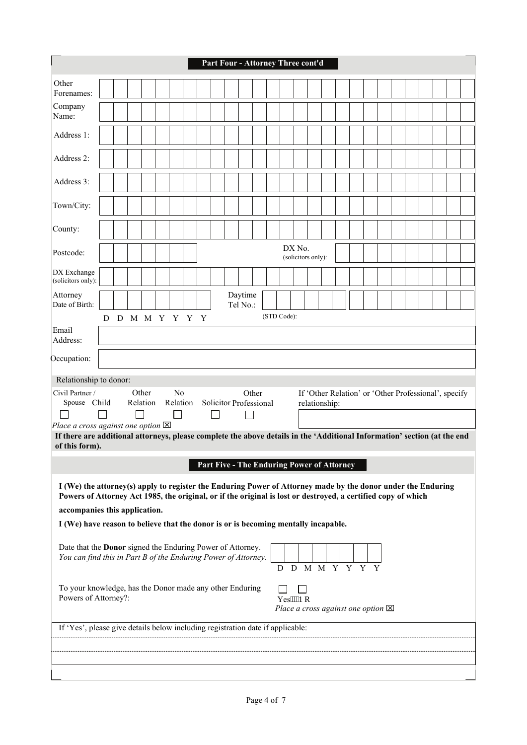## Part Four - Attorney Three cont'd

| | |
|---|---|
| Other Forenames: | |
| Company Name: | |
| Address 1: | |
| Address 2: | |
| Address 3: | |
| Town/City: | |
| County: | |
| Postcode: | |
| DX No. (solicitors only): | |
| DX Exchange (solicitors only): | |
| Attorney Date of Birth: (D D M M Y Y Y Y) | |
| Daytime Tel No.: (STD Code): | |
| Email Address: | |
| Occupation: | |

Relationship to donor:

| Civil Partner / Spouse | Child | Other Relation | No Relation | Solicitor | Other Professional |
|---|---|---|---|---|---|
| ☐ | ☐ | ☐ | ☐ | ☐ | ☐ |

*Place a cross against one option* ☒

If 'Other Relation' or 'Other Professional', specify relationship:

**If there are additional attorneys, please complete the above details in the 'Additional Information' section (at the end of this form).**

## Part Five - The Enduring Power of Attorney

**I (We) the attorney(s) apply to register the Enduring Power of Attorney made by the donor under the Enduring Powers of Attorney Act 1985, the original, or if the original is lost or destroyed, a certified copy of which accompanies this application.**

**I (We) have reason to believe that the donor is or is becoming mentally incapable.**

Date that the **Donor** signed the Enduring Power of Attorney.
*You can find this in Part B of the Enduring Power of Attorney.* D D M M Y Y Y Y

To your knowledge, has the Donor made any other Enduring Powers of Attorney?: ☐ Yes ☐ No
*Place a cross against one option* ☒

If 'Yes', please give details below including registration date if applicable: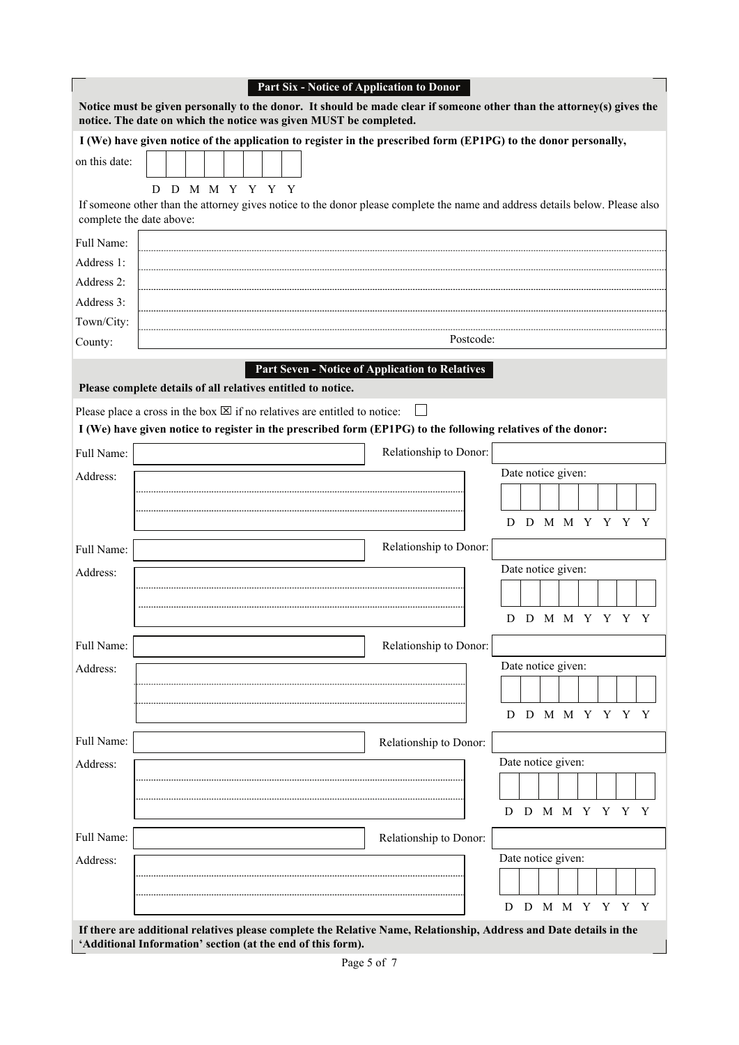## Part Six - Notice of Application to Donor

**Notice must be given personally to the donor. It should be made clear if someone other than the attorney(s) gives the notice. The date on which the notice was given MUST be completed.**

**I (We) have given notice of the application to register in the prescribed form (EP1PG) to the donor personally,**

on this date: D D M M Y Y Y Y

If someone other than the attorney gives notice to the donor please complete the name and address details below. Please also complete the date above:

Full Name:

Address 1:

Address 2:

Address 3:

Town/City:

County: Postcode:

## Part Seven - Notice of Application to Relatives

**Please complete details of all relatives entitled to notice.**

Please place a cross in the box ☒ if no relatives are entitled to notice: ☐

**I (We) have given notice to register in the prescribed form (EP1PG) to the following relatives of the donor:**

Full Name: Relationship to Donor:

Address: Date notice given: D D M M Y Y Y Y

Full Name: Relationship to Donor:

Address: Date notice given: D D M M Y Y Y Y

Full Name: Relationship to Donor:

Address: Date notice given: D D M M Y Y Y Y

Full Name: Relationship to Donor:

Address: Date notice given: D D M M Y Y Y Y

Full Name: Relationship to Donor:

Address: Date notice given: D D M M Y Y Y Y

**If there are additional relatives please complete the Relative Name, Relationship, Address and Date details in the 'Additional Information' section (at the end of this form).**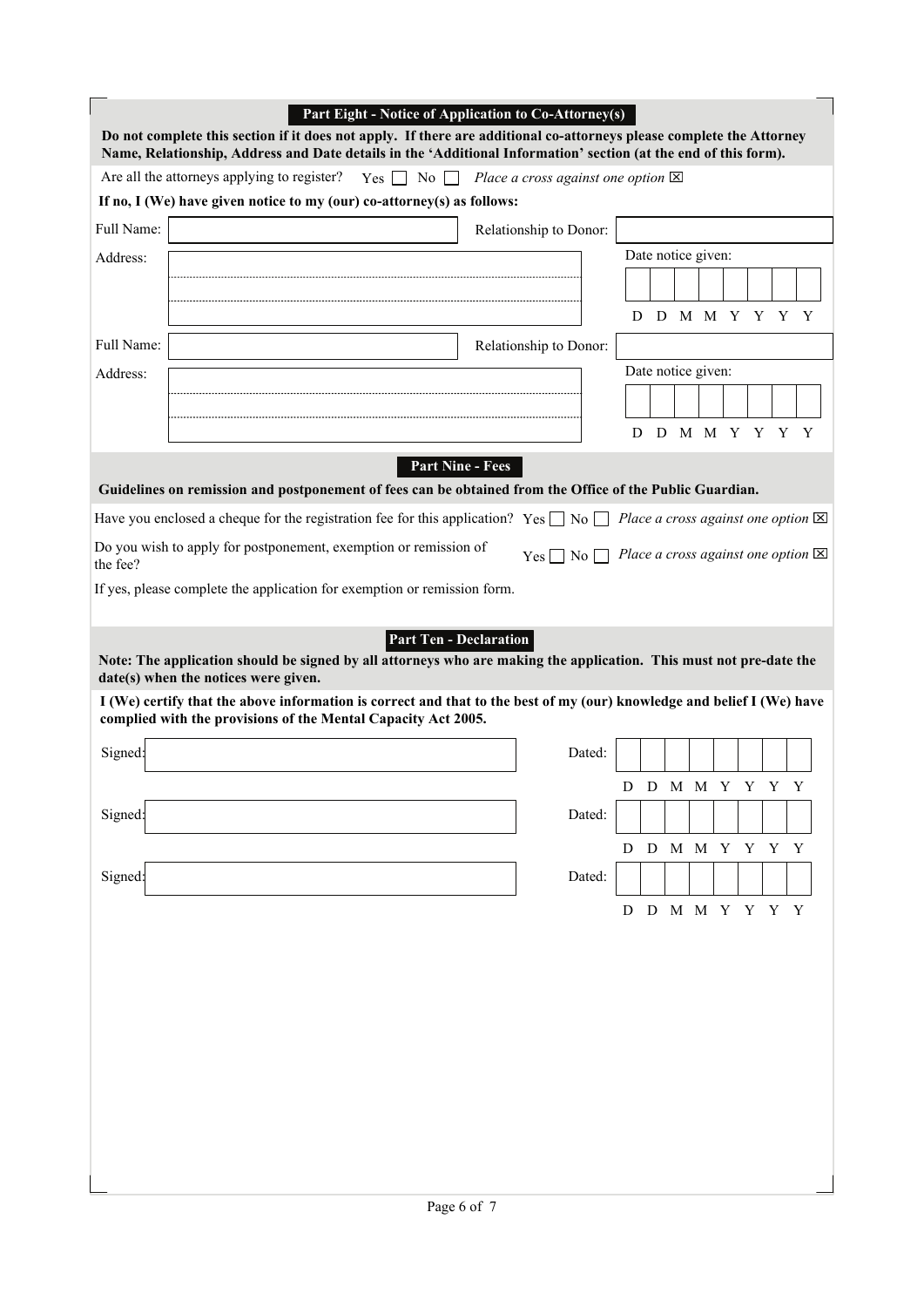## Part Eight - Notice of Application to Co-Attorney(s)

**Do not complete this section if it does not apply. If there are additional co-attorneys please complete the Attorney Name, Relationship, Address and Date details in the 'Additional Information' section (at the end of this form).**

Are all the attorneys applying to register? Yes ☐ No ☐ *Place a cross against one option* ☒

**If no, I (We) have given notice to my (our) co-attorney(s) as follows:**

Full Name: ______________________ Relationship to Donor: ______________________

Address: ______________________

Date notice given: D D M M Y Y Y Y

Full Name: ______________________ Relationship to Donor: ______________________

Address: ______________________

Date notice given: D D M M Y Y Y Y

## Part Nine - Fees

**Guidelines on remission and postponement of fees can be obtained from the Office of the Public Guardian.**

Have you enclosed a cheque for the registration fee for this application? Yes ☐ No ☐ *Place a cross against one option* ☒

Do you wish to apply for postponement, exemption or remission of the fee? Yes ☐ No ☐ *Place a cross against one option* ☒

If yes, please complete the application for exemption or remission form.

## Part Ten - Declaration

**Note: The application should be signed by all attorneys who are making the application. This must not pre-date the date(s) when the notices were given.**

**I (We) certify that the above information is correct and that to the best of my (our) knowledge and belief I (We) have complied with the provisions of the Mental Capacity Act 2005.**

Signed: ______________________ Dated: D D M M Y Y Y Y

Signed: ______________________ Dated: D D M M Y Y Y Y

Signed: ______________________ Dated: D D M M Y Y Y Y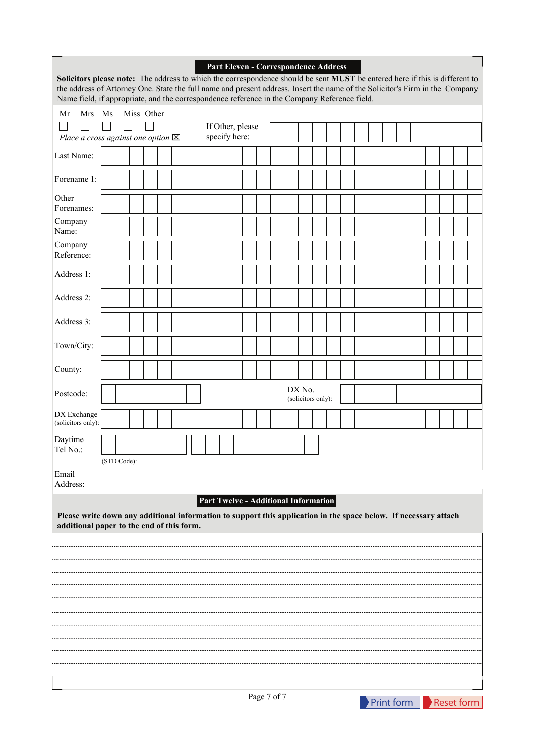## Part Eleven - Correspondence Address

**Solicitors please note:** The address to which the correspondence should be sent **MUST** be entered here if this is different to the address of Attorney One. State the full name and present address. Insert the name of the Solicitor's Firm in the Company Name field, if appropriate, and the correspondence reference in the Company Reference field.

Mr ☐ Mrs ☐ Ms ☐ Miss ☐ Other ☐

*Place a cross against one option* ☒

If Other, please specify here:

Last Name:

Forename 1:

Other Forenames:

Company Name:

Company Reference:

Address 1:

Address 2:

Address 3:

Town/City:

County:

Postcode:

DX No. (solicitors only):

DX Exchange (solicitors only):

Daytime Tel No.:

(STD Code):

Email Address:

## Part Twelve - Additional Information

**Please write down any additional information to support this application in the space below. If necessary attach additional paper to the end of this form.**

Print form

Reset form